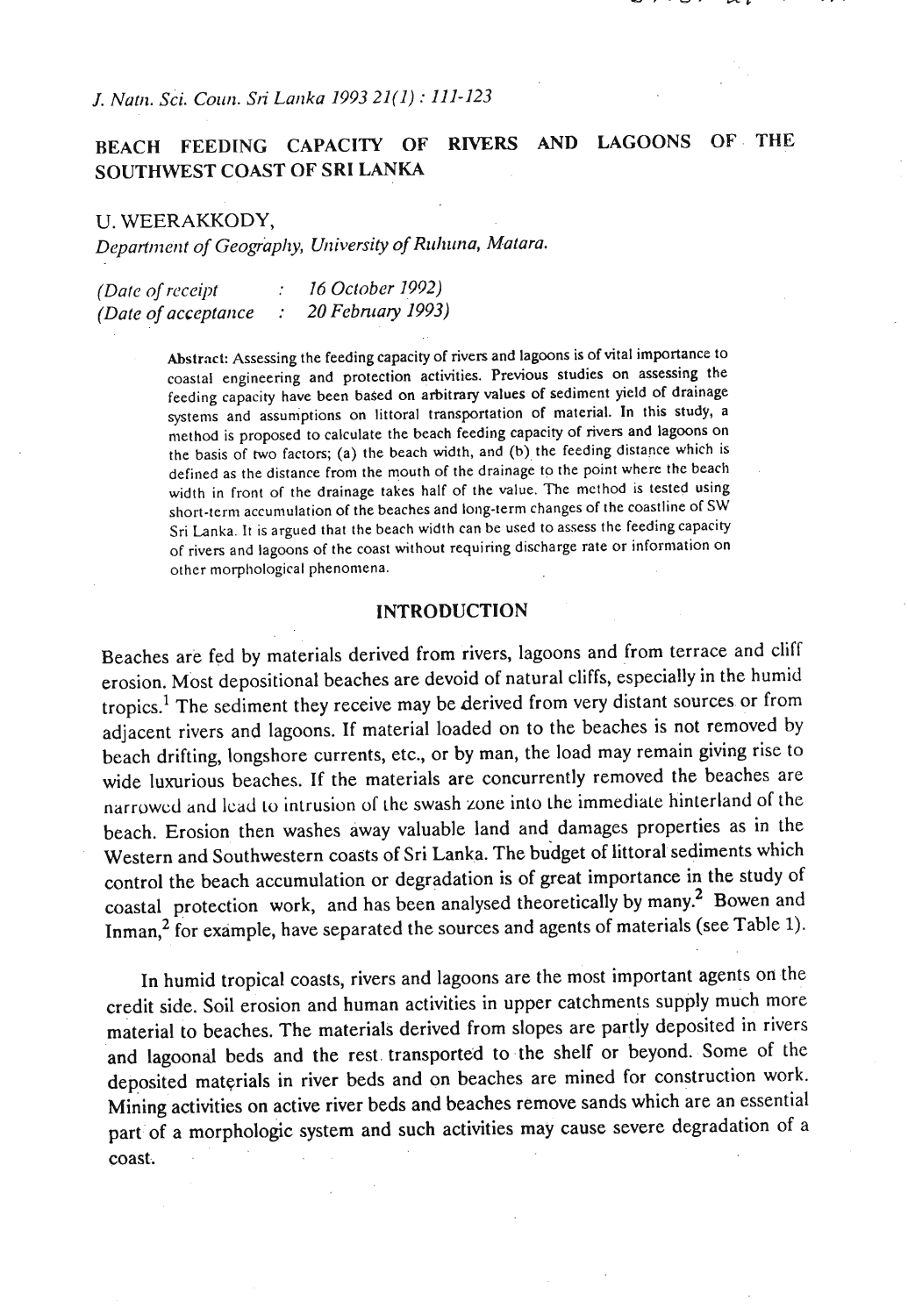# BEACH FEEDING CAPACITY OF RIVERS AND LAGOONS OF THE SOUTHWEST COAST OF SRI LANKA

U. WEERAKKODY,

*Department of Geography, University of Ruhuna, Matara.*

*(Date of receipt : 16 October 1992)*
*(Date of acceptance : 20 February 1993)*

**Abstract:** Assessing the feeding capacity of rivers and lagoons is of vital importance to coastal engineering and protection activities. Previous studies on assessing the feeding capacity have been based on arbitrary values of sediment yield of drainage systems and assumptions on littoral transportation of material. In this study, a method is proposed to calculate the beach feeding capacity of rivers and lagoons on the basis of two factors; (a) the beach width, and (b) the feeding distance which is defined as the distance from the mouth of the drainage to the point where the beach width in front of the drainage takes half of the value. The method is tested using short-term accumulation of the beaches and long-term changes of the coastline of SW Sri Lanka. It is argued that the beach width can be used to assess the feeding capacity of rivers and lagoons of the coast without requiring discharge rate or information on other morphological phenomena.

## INTRODUCTION

Beaches are fed by materials derived from rivers, lagoons and from terrace and cliff erosion. Most depositional beaches are devoid of natural cliffs, especially in the humid tropics.[1] The sediment they receive may be derived from very distant sources or from adjacent rivers and lagoons. If material loaded on to the beaches is not removed by beach drifting, longshore currents, etc., or by man, the load may remain giving rise to wide luxurious beaches. If the materials are concurrently removed the beaches are narrowed and lead to intrusion of the swash zone into the immediate hinterland of the beach. Erosion then washes away valuable land and damages properties as in the Western and Southwestern coasts of Sri Lanka. The budget of littoral sediments which control the beach accumulation or degradation is of great importance in the study of coastal protection work, and has been analysed theoretically by many.[2] Bowen and Inman,[2] for example, have separated the sources and agents of materials (see Table 1).

In humid tropical coasts, rivers and lagoons are the most important agents on the credit side. Soil erosion and human activities in upper catchments supply much more material to beaches. The materials derived from slopes are partly deposited in rivers and lagoonal beds and the rest transported to the shelf or beyond. Some of the deposited materials in river beds and on beaches are mined for construction work. Mining activities on active river beds and beaches remove sands which are an essential part of a morphologic system and such activities may cause severe degradation of a coast.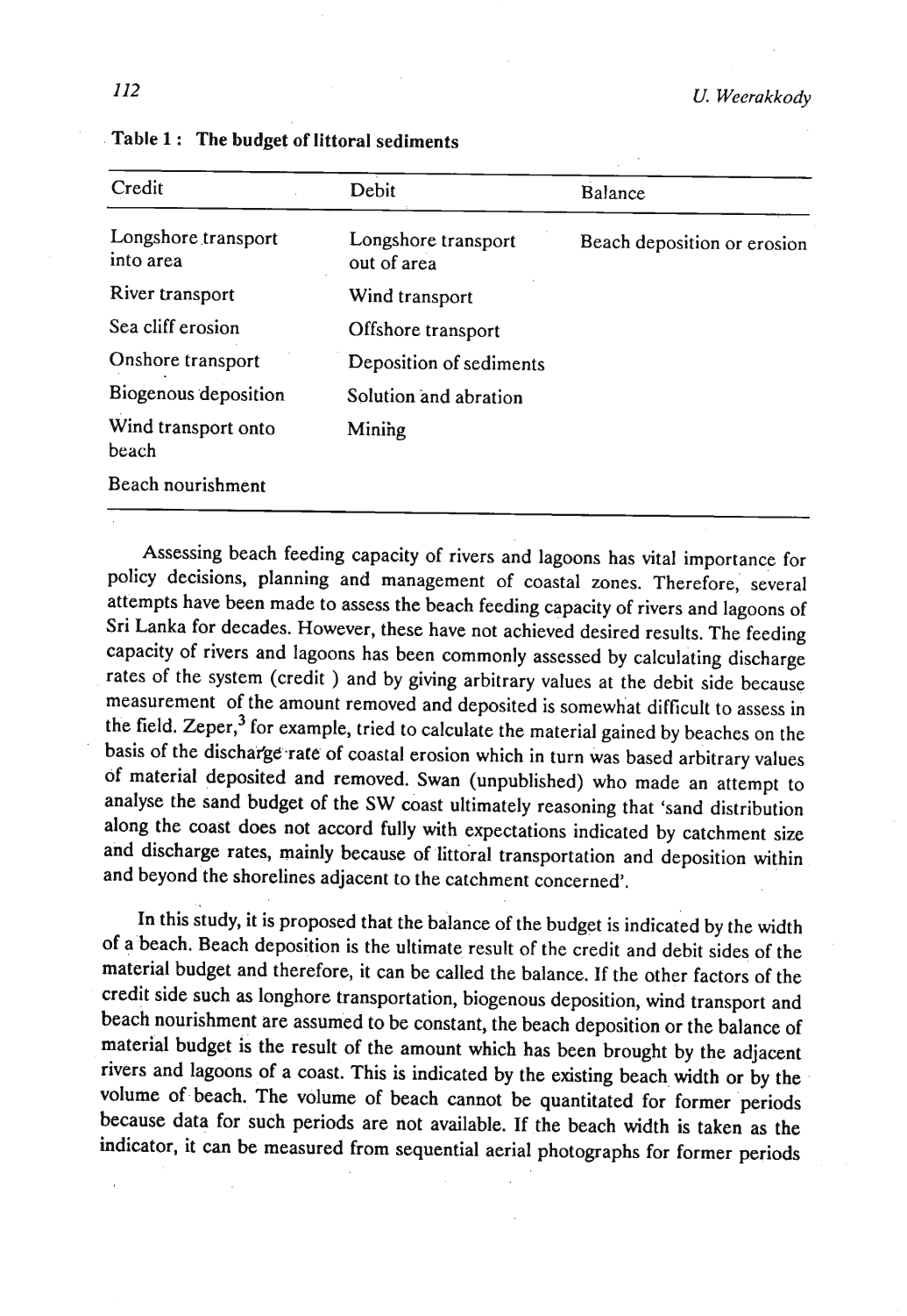Table 1 : The budget of littoral sediments

| Credit | Debit | Balance |
|---|---|---|
| Longshore transport into area | Longshore transport out of area | Beach deposition or erosion |
| River transport | Wind transport | |
| Sea cliff erosion | Offshore transport | |
| Onshore transport | Deposition of sediments | |
| Biogenous deposition | Solution and abration | |
| Wind transport onto beach | Mining | |
| Beach nourishment | | |

Assessing beach feeding capacity of rivers and lagoons has vital importance for policy decisions, planning and management of coastal zones. Therefore, several attempts have been made to assess the beach feeding capacity of rivers and lagoons of Sri Lanka for decades. However, these have not achieved desired results. The feeding capacity of rivers and lagoons has been commonly assessed by calculating discharge rates of the system (credit ) and by giving arbitrary values at the debit side because measurement of the amount removed and deposited is somewhat difficult to assess in the field. Zeper,[3] for example, tried to calculate the material gained by beaches on the basis of the discharge rate of coastal erosion which in turn was based arbitrary values of material deposited and removed. Swan (unpublished) who made an attempt to analyse the sand budget of the SW coast ultimately reasoning that 'sand distribution along the coast does not accord fully with expectations indicated by catchment size and discharge rates, mainly because of littoral transportation and deposition within and beyond the shorelines adjacent to the catchment concerned'.

In this study, it is proposed that the balance of the budget is indicated by the width of a beach. Beach deposition is the ultimate result of the credit and debit sides of the material budget and therefore, it can be called the balance. If the other factors of the credit side such as longhore transportation, biogenous deposition, wind transport and beach nourishment are assumed to be constant, the beach deposition or the balance of material budget is the result of the amount which has been brought by the adjacent rivers and lagoons of a coast. This is indicated by the existing beach width or by the volume of beach. The volume of beach cannot be quantitated for former periods because data for such periods are not available. If the beach width is taken as the indicator, it can be measured from sequential aerial photographs for former periods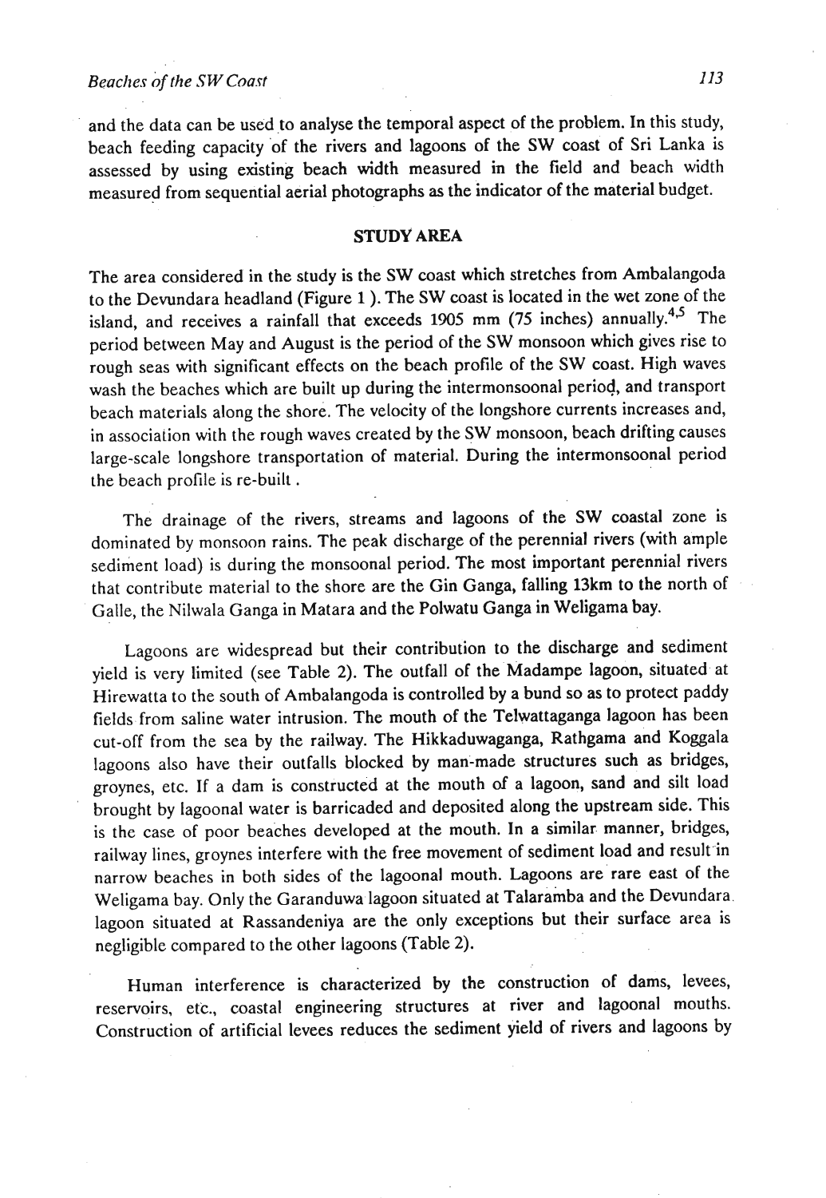and the data can be used to analyse the temporal aspect of the problem. In this study, beach feeding capacity of the rivers and lagoons of the SW coast of Sri Lanka is assessed by using existing beach width measured in the field and beach width measured from sequential aerial photographs as the indicator of the material budget.

## STUDY AREA

The area considered in the study is the SW coast which stretches from Ambalangoda to the Devundara headland (Figure 1). The SW coast is located in the wet zone of the island, and receives a rainfall that exceeds 1905 mm (75 inches) annually.[4,5] The period between May and August is the period of the SW monsoon which gives rise to rough seas with significant effects on the beach profile of the SW coast. High waves wash the beaches which are built up during the intermonsoonal period, and transport beach materials along the shore. The velocity of the longshore currents increases and, in association with the rough waves created by the SW monsoon, beach drifting causes large-scale longshore transportation of material. During the intermonsoonal period the beach profile is re-built.

The drainage of the rivers, streams and lagoons of the SW coastal zone is dominated by monsoon rains. The peak discharge of the perennial rivers (with ample sediment load) is during the monsoonal period. The most important perennial rivers that contribute material to the shore are the Gin Ganga, falling 13km to the north of Galle, the Nilwala Ganga in Matara and the Polwatu Ganga in Weligama bay.

Lagoons are widespread but their contribution to the discharge and sediment yield is very limited (see Table 2). The outfall of the Madampe lagoon, situated at Hirewatta to the south of Ambalangoda is controlled by a bund so as to protect paddy fields from saline water intrusion. The mouth of the Telwattaganga lagoon has been cut-off from the sea by the railway. The Hikkaduwaganga, Rathgama and Koggala lagoons also have their outfalls blocked by man-made structures such as bridges, groynes, etc. If a dam is constructed at the mouth of a lagoon, sand and silt load brought by lagoonal water is barricaded and deposited along the upstream side. This is the case of poor beaches developed at the mouth. In a similar manner, bridges, railway lines, groynes interfere with the free movement of sediment load and result in narrow beaches in both sides of the lagoonal mouth. Lagoons are rare east of the Weligama bay. Only the Garanduwa lagoon situated at Talaramba and the Devundara lagoon situated at Rassandeniya are the only exceptions but their surface area is negligible compared to the other lagoons (Table 2).

Human interference is characterized by the construction of dams, levees, reservoirs, etc., coastal engineering structures at river and lagoonal mouths. Construction of artificial levees reduces the sediment yield of rivers and lagoons by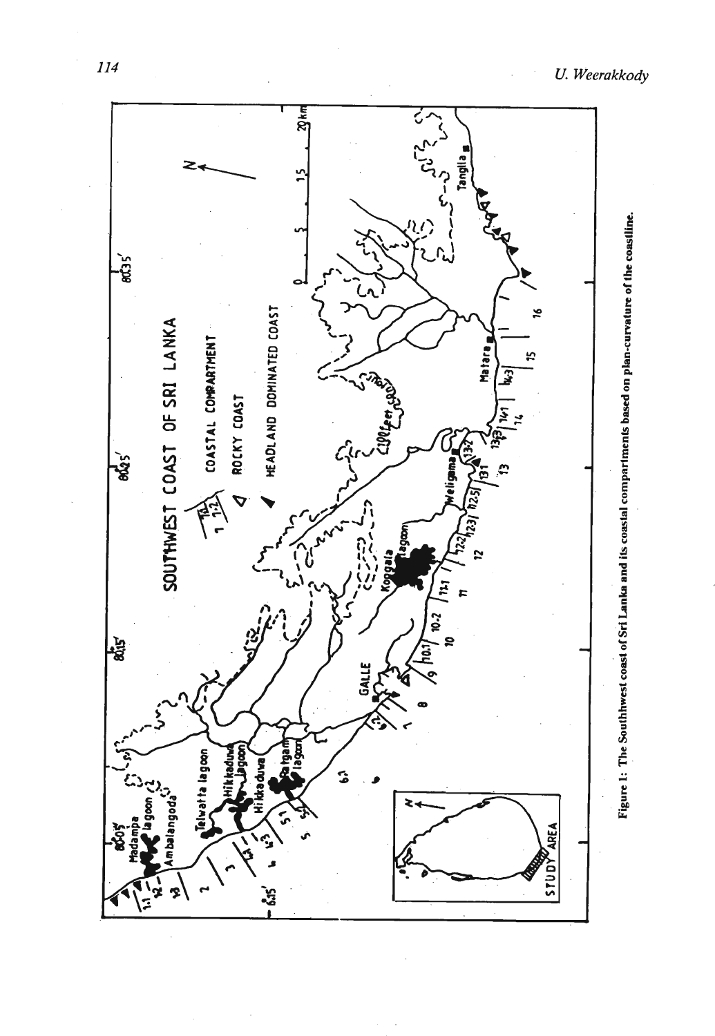Figure 1: The Southwest coast of Sri Lanka and its coastal compartments based on plan-curvature of the coastline.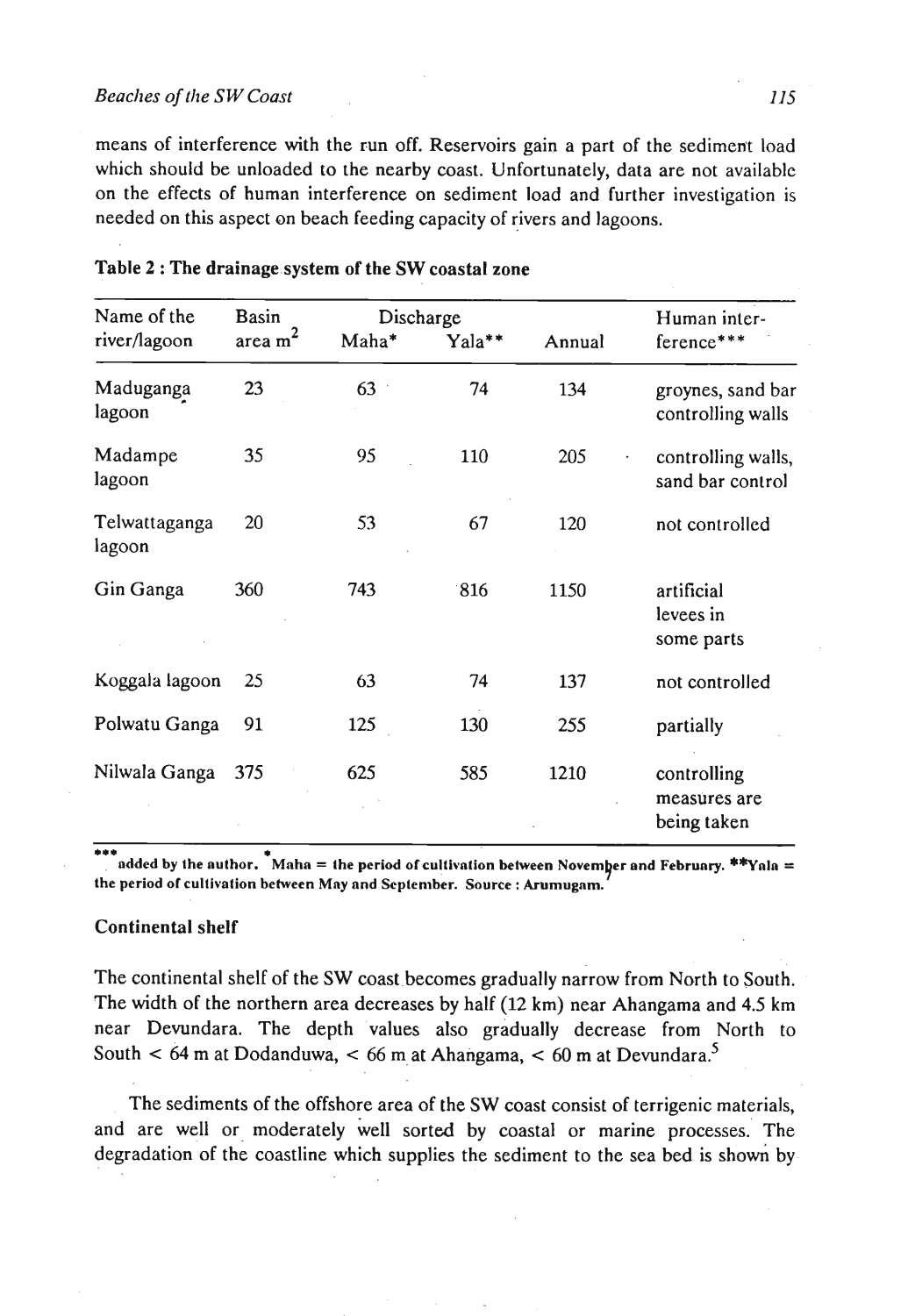means of interference with the run off. Reservoirs gain a part of the sediment load which should be unloaded to the nearby coast. Unfortunately, data are not available on the effects of human interference on sediment load and further investigation is needed on this aspect on beach feeding capacity of rivers and lagoons.

**Table 2 : The drainage system of the SW coastal zone**

| Name of the river/lagoon | Basin area $m^2$ | Discharge | | | Human interference*** |
|---|---|---|---|---|---|
| | | Maha* | Yala** | Annual | |
| Maduganga lagoon | 23 | 63 | 74 | 134 | groynes, sand bar controlling walls |
| Madampe lagoon | 35 | 95 | 110 | 205 | controlling walls, sand bar control |
| Telwattaganga lagoon | 20 | 53 | 67 | 120 | not controlled |
| Gin Ganga | 360 | 743 | 816 | 1150 | artificial levees in some parts |
| Koggala lagoon | 25 | 63 | 74 | 137 | not controlled |
| Polwatu Ganga | 91 | 125 | 130 | 255 | partially |
| Nilwala Ganga | 375 | 625 | 585 | 1210 | controlling measures are being taken |

*** added by the author. * Maha = the period of cultivation between November and February. **Yala = the period of cultivation between May and September. Source : Arumugam.

### Continental shelf

The continental shelf of the SW coast becomes gradually narrow from North to South. The width of the northern area decreases by half (12 km) near Ahangama and 4.5 km near Devundara. The depth values also gradually decrease from North to South < 64 m at Dodanduwa, < 66 m at Ahangama, < 60 m at Devundara.[5]

The sediments of the offshore area of the SW coast consist of terrigenic materials, and are well or moderately well sorted by coastal or marine processes. The degradation of the coastline which supplies the sediment to the sea bed is shown by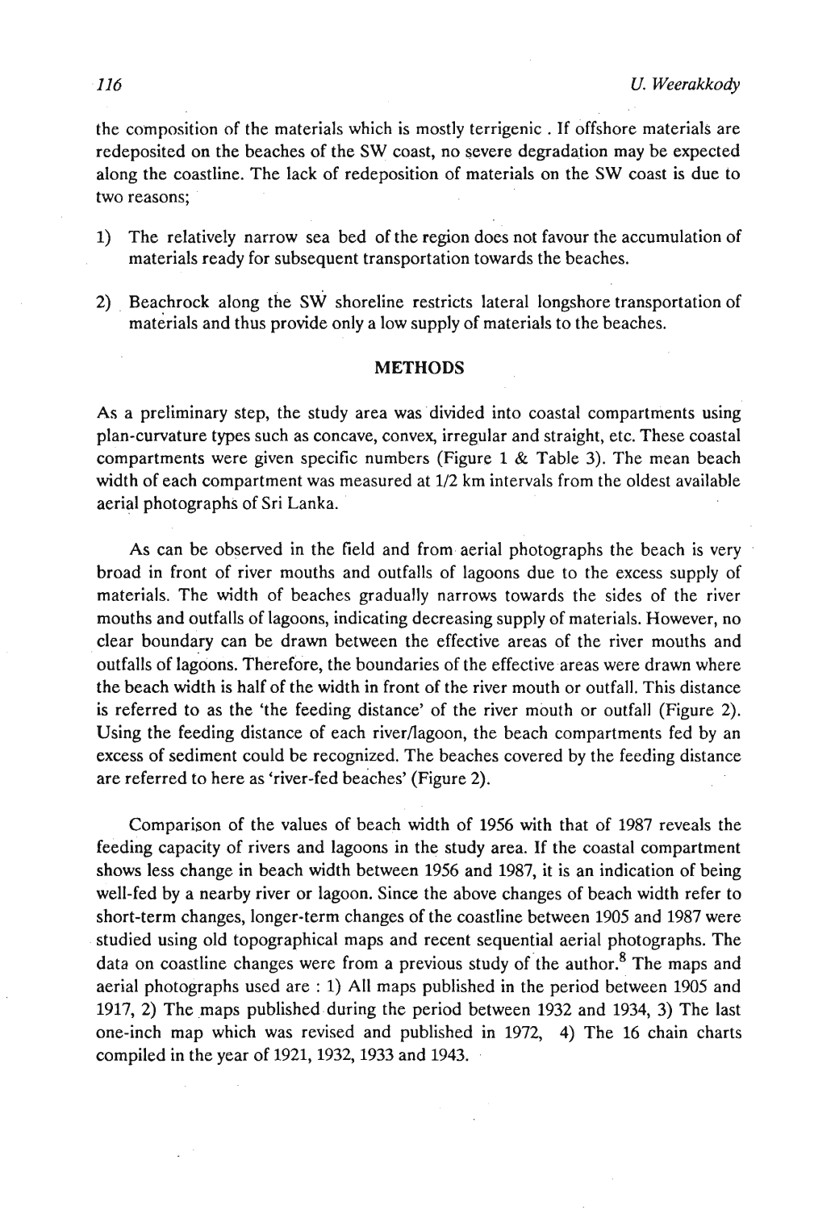the composition of the materials which is mostly terrigenic . If offshore materials are redeposited on the beaches of the SW coast, no severe degradation may be expected along the coastline. The lack of redeposition of materials on the SW coast is due to two reasons;

1) The relatively narrow sea bed of the region does not favour the accumulation of materials ready for subsequent transportation towards the beaches.

2) Beachrock along the SW shoreline restricts lateral longshore transportation of materials and thus provide only a low supply of materials to the beaches.

## METHODS

As a preliminary step, the study area was divided into coastal compartments using plan-curvature types such as concave, convex, irregular and straight, etc. These coastal compartments were given specific numbers (Figure 1 & Table 3). The mean beach width of each compartment was measured at 1/2 km intervals from the oldest available aerial photographs of Sri Lanka.

As can be observed in the field and from aerial photographs the beach is very broad in front of river mouths and outfalls of lagoons due to the excess supply of materials. The width of beaches gradually narrows towards the sides of the river mouths and outfalls of lagoons, indicating decreasing supply of materials. However, no clear boundary can be drawn between the effective areas of the river mouths and outfalls of lagoons. Therefore, the boundaries of the effective areas were drawn where the beach width is half of the width in front of the river mouth or outfall. This distance is referred to as the 'the feeding distance' of the river mouth or outfall (Figure 2). Using the feeding distance of each river/lagoon, the beach compartments fed by an excess of sediment could be recognized. The beaches covered by the feeding distance are referred to here as 'river-fed beaches' (Figure 2).

Comparison of the values of beach width of 1956 with that of 1987 reveals the feeding capacity of rivers and lagoons in the study area. If the coastal compartment shows less change in beach width between 1956 and 1987, it is an indication of being well-fed by a nearby river or lagoon. Since the above changes of beach width refer to short-term changes, longer-term changes of the coastline between 1905 and 1987 were studied using old topographical maps and recent sequential aerial photographs. The data on coastline changes were from a previous study of the author.[8] The maps and aerial photographs used are : 1) All maps published in the period between 1905 and 1917, 2) The maps published during the period between 1932 and 1934, 3) The last one-inch map which was revised and published in 1972, 4) The 16 chain charts compiled in the year of 1921, 1932, 1933 and 1943.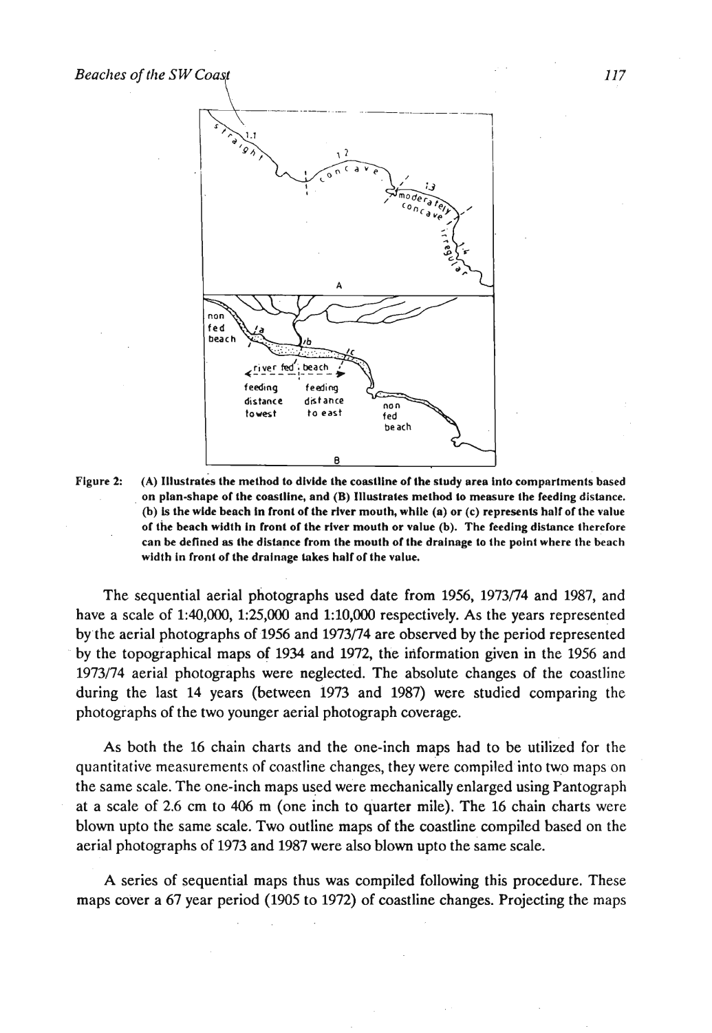Figure 2: (A) Illustrates the method to divide the coastline of the study area into compartments based on plan-shape of the coastline, and (B) Illustrates method to measure the feeding distance. (b) is the wide beach in front of the river mouth, while (a) or (c) represents half of the value of the beach width in front of the river mouth or value (b). The feeding distance therefore can be defined as the distance from the mouth of the drainage to the point where the beach width in front of the drainage takes half of the value.

The sequential aerial photographs used date from 1956, 1973/74 and 1987, and have a scale of 1:40,000, 1:25,000 and 1:10,000 respectively. As the years represented by the aerial photographs of 1956 and 1973/74 are observed by the period represented by the topographical maps of 1934 and 1972, the information given in the 1956 and 1973/74 aerial photographs were neglected. The absolute changes of the coastline during the last 14 years (between 1973 and 1987) were studied comparing the photographs of the two younger aerial photograph coverage.

As both the 16 chain charts and the one-inch maps had to be utilized for the quantitative measurements of coastline changes, they were compiled into two maps on the same scale. The one-inch maps used were mechanically enlarged using Pantograph at a scale of 2.6 cm to 406 m (one inch to quarter mile). The 16 chain charts were blown upto the same scale. Two outline maps of the coastline compiled based on the aerial photographs of 1973 and 1987 were also blown upto the same scale.

A series of sequential maps thus was compiled following this procedure. These maps cover a 67 year period (1905 to 1972) of coastline changes. Projecting the maps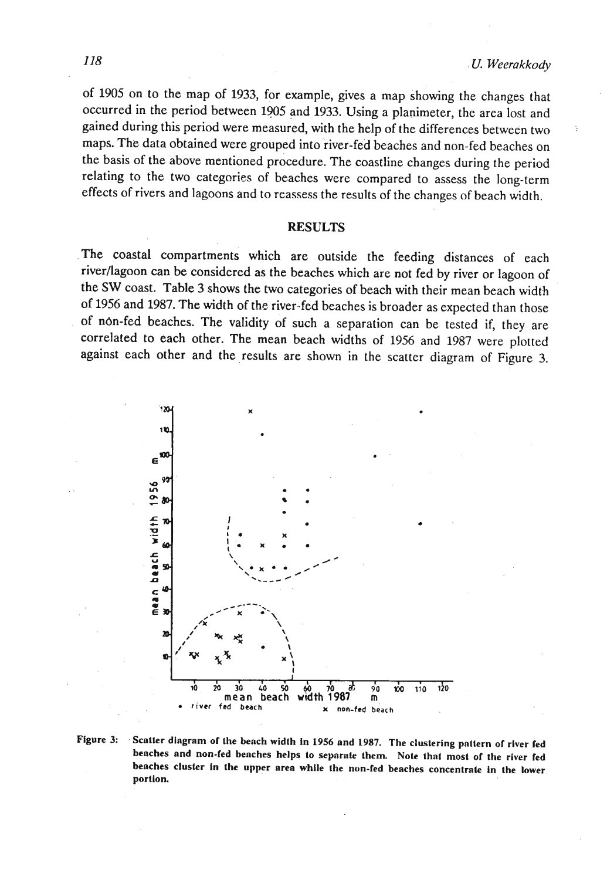of 1905 on to the map of 1933, for example, gives a map showing the changes that occurred in the period between 1905 and 1933. Using a planimeter, the area lost and gained during this period were measured, with the help of the differences between two maps. The data obtained were grouped into river-fed beaches and non-fed beaches on the basis of the above mentioned procedure. The coastline changes during the period relating to the two categories of beaches were compared to assess the long-term effects of rivers and lagoons and to reassess the results of the changes of beach width.

## RESULTS

The coastal compartments which are outside the feeding distances of each river/lagoon can be considered as the beaches which are not fed by river or lagoon of the SW coast. Table 3 shows the two categories of beach with their mean beach width of 1956 and 1987. The width of the river-fed beaches is broader as expected than those of non-fed beaches. The validity of such a separation can be tested if, they are correlated to each other. The mean beach widths of 1956 and 1987 were plotted against each other and the results are shown in the scatter diagram of Figure 3.

**Figure 3:** Scatter diagram of the beach width in 1956 and 1987. The clustering pattern of river fed beaches and non-fed beaches helps to separate them. Note that most of the river fed beaches cluster in the upper area while the non-fed beaches concentrate in the lower portion.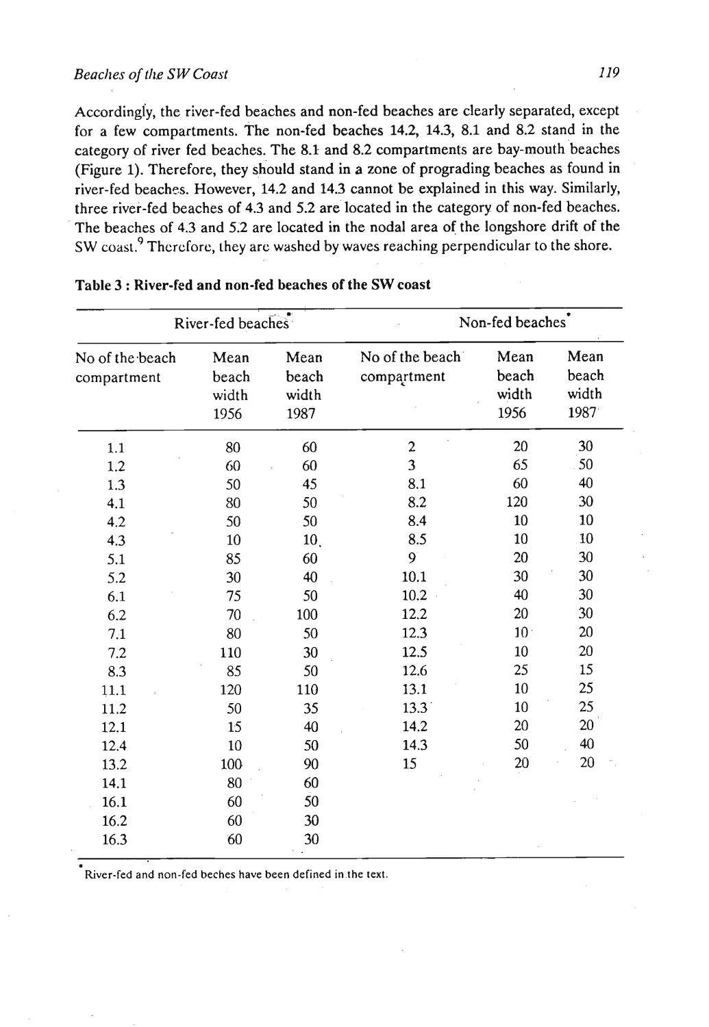Accordingly, the river-fed beaches and non-fed beaches are clearly separated, except for a few compartments. The non-fed beaches 14.2, 14.3, 8.1 and 8.2 stand in the category of river fed beaches. The 8.1 and 8.2 compartments are bay-mouth beaches (Figure 1). Therefore, they should stand in a zone of prograding beaches as found in river-fed beaches. However, 14.2 and 14.3 cannot be explained in this way. Similarly, three river-fed beaches of 4.3 and 5.2 are located in the category of non-fed beaches. The beaches of 4.3 and 5.2 are located in the nodal area of the longshore drift of the SW coast.[9] Therefore, they are washed by waves reaching perpendicular to the shore.

**Table 3 : River-fed and non-fed beaches of the SW coast**

| River-fed beaches* | | | Non-fed beaches* | | |
|---|---|---|---|---|---|
| No of the beach compartment | Mean beach width 1956 | Mean beach width 1987 | No of the beach compartment | Mean beach width 1956 | Mean beach width 1987 |
| 1.1 | 80 | 60 | 2 | 20 | 30 |
| 1.2 | 60 | 60 | 3 | 65 | 50 |
| 1.3 | 50 | 45 | 8.1 | 60 | 40 |
| 4.1 | 80 | 50 | 8.2 | 120 | 30 |
| 4.2 | 50 | 50 | 8.4 | 10 | 10 |
| 4.3 | 10 | 10 | 8.5 | 10 | 10 |
| 5.1 | 85 | 60 | 9 | 20 | 30 |
| 5.2 | 30 | 40 | 10.1 | 30 | 30 |
| 6.1 | 75 | 50 | 10.2 | 40 | 30 |
| 6.2 | 70 | 100 | 12.2 | 20 | 30 |
| 7.1 | 80 | 50 | 12.3 | 10 | 20 |
| 7.2 | 110 | 30 | 12.5 | 10 | 20 |
| 8.3 | 85 | 50 | 12.6 | 25 | 15 |
| 11.1 | 120 | 110 | 13.1 | 10 | 25 |
| 11.2 | 50 | 35 | 13.3 | 10 | 25 |
| 12.1 | 15 | 40 | 14.2 | 20 | 20 |
| 12.4 | 10 | 50 | 14.3 | 50 | 40 |
| 13.2 | 100 | 90 | 15 | 20 | 20 |
| 14.1 | 80 | 60 | | | |
| 16.1 | 60 | 50 | | | |
| 16.2 | 60 | 30 | | | |
| 16.3 | 60 | 30 | | | |

* River-fed and non-fed beches have been defined in the text.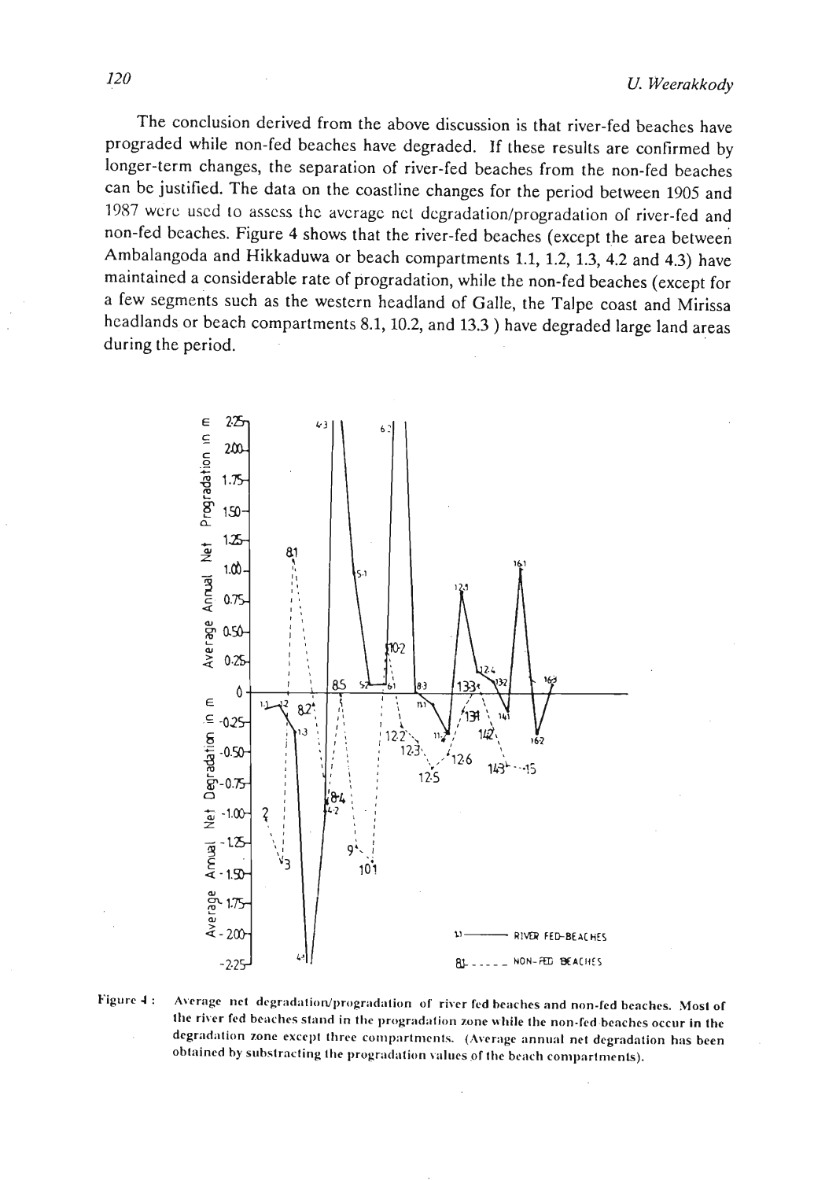The conclusion derived from the above discussion is that river-fed beaches have prograded while non-fed beaches have degraded. If these results are confirmed by longer-term changes, the separation of river-fed beaches from the non-fed beaches can be justified. The data on the coastline changes for the period between 1905 and 1987 were used to assess the average net degradation/progradation of river-fed and non-fed beaches. Figure 4 shows that the river-fed beaches (except the area between Ambalangoda and Hikkaduwa or beach compartments 1.1, 1.2, 1.3, 4.2 and 4.3) have maintained a considerable rate of progradation, while the non-fed beaches (except for a few segments such as the western headland of Galle, the Talpe coast and Mirissa headlands or beach compartments 8.1, 10.2, and 13.3 ) have degraded large land areas during the period.

Figure 4 : Average net degradation/progradation of river fed beaches and non-fed beaches. Most of the river fed beaches stand in the progradation zone while the non-fed beaches occur in the degradation zone except three compartments. (Average annual net degradation has been obtained by substracting the progradation values of the beach compartments).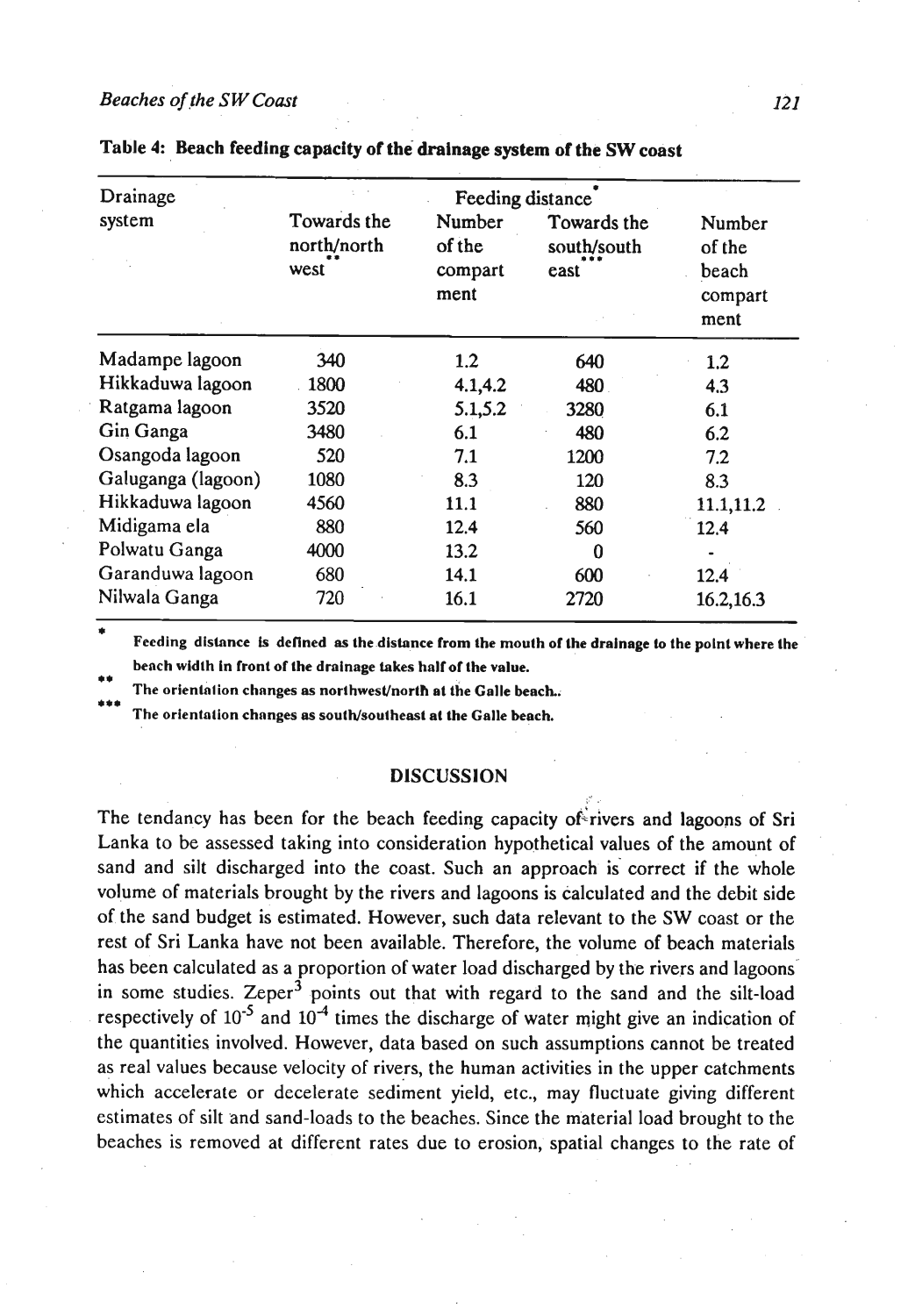**Table 4: Beach feeding capacity of the drainage system of the SW coast**

| Drainage system | Feeding distance* | | | |
|---|---|---|---|---|
| | Towards the north/north west** | Number of the compart ment | Towards the south/south east*** | Number of the beach compart ment |
| Madampe lagoon | 340 | 1.2 | 640 | 1.2 |
| Hikkaduwa lagoon | 1800 | 4.1,4.2 | 480 | 4.3 |
| Ratgama lagoon | 3520 | 5.1,5.2 | 3280 | 6.1 |
| Gin Ganga | 3480 | 6.1 | 480 | 6.2 |
| Osangoda lagoon | 520 | 7.1 | 1200 | 7.2 |
| Galuganga (lagoon) | 1080 | 8.3 | 120 | 8.3 |
| Hikkaduwa lagoon | 4560 | 11.1 | 880 | 11.1,11.2 |
| Midigama ela | 880 | 12.4 | 560 | 12.4 |
| Polwatu Ganga | 4000 | 13.2 | 0 | - |
| Garanduwa lagoon | 680 | 14.1 | 600 | 12.4 |
| Nilwala Ganga | 720 | 16.1 | 2720 | 16.2,16.3 |

\* Feeding distance is defined as the distance from the mouth of the drainage to the point where the beach width in front of the drainage takes half of the value.

\** The orientation changes as northwest/north at the Galle beach.

\*** The orientation changes as south/southeast at the Galle beach.

## DISCUSSION

The tendancy has been for the beach feeding capacity of rivers and lagoons of Sri Lanka to be assessed taking into consideration hypothetical values of the amount of sand and silt discharged into the coast. Such an approach is correct if the whole volume of materials brought by the rivers and lagoons is calculated and the debit side of the sand budget is estimated. However, such data relevant to the SW coast or the rest of Sri Lanka have not been available. Therefore, the volume of beach materials has been calculated as a proportion of water load discharged by the rivers and lagoons in some studies. Zeper[3] points out that with regard to the sand and the silt-load respectively of $10^{-5}$ and $10^{-4}$ times the discharge of water might give an indication of the quantities involved. However, data based on such assumptions cannot be treated as real values because velocity of rivers, the human activities in the upper catchments which accelerate or decelerate sediment yield, etc., may fluctuate giving different estimates of silt and sand-loads to the beaches. Since the material load brought to the beaches is removed at different rates due to erosion, spatial changes to the rate of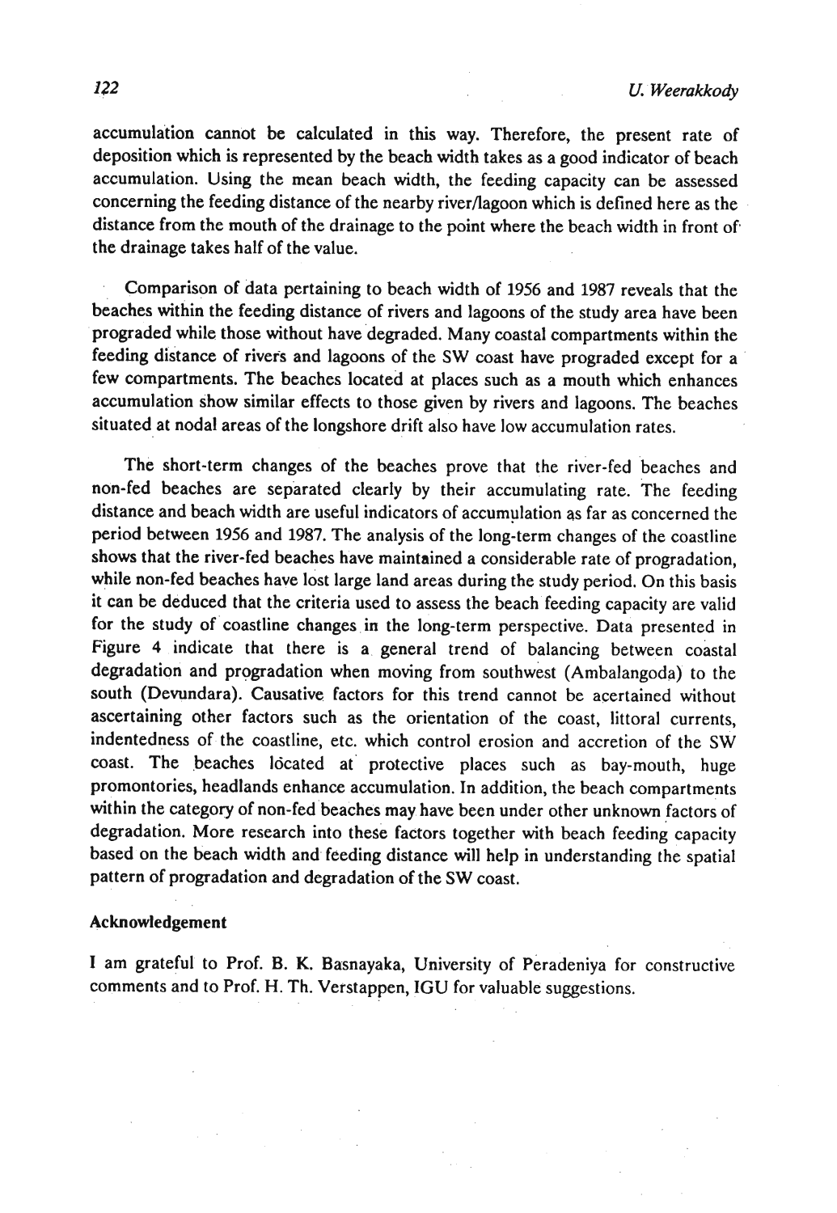accumulation cannot be calculated in this way. Therefore, the present rate of deposition which is represented by the beach width takes as a good indicator of beach accumulation. Using the mean beach width, the feeding capacity can be assessed concerning the feeding distance of the nearby river/lagoon which is defined here as the distance from the mouth of the drainage to the point where the beach width in front of the drainage takes half of the value.

Comparison of data pertaining to beach width of 1956 and 1987 reveals that the beaches within the feeding distance of rivers and lagoons of the study area have been prograded while those without have degraded. Many coastal compartments within the feeding distance of rivers and lagoons of the SW coast have prograded except for a few compartments. The beaches located at places such as a mouth which enhances accumulation show similar effects to those given by rivers and lagoons. The beaches situated at nodal areas of the longshore drift also have low accumulation rates.

The short-term changes of the beaches prove that the river-fed beaches and non-fed beaches are separated clearly by their accumulating rate. The feeding distance and beach width are useful indicators of accumulation as far as concerned the period between 1956 and 1987. The analysis of the long-term changes of the coastline shows that the river-fed beaches have maintained a considerable rate of progradation, while non-fed beaches have lost large land areas during the study period. On this basis it can be deduced that the criteria used to assess the beach feeding capacity are valid for the study of coastline changes in the long-term perspective. Data presented in Figure 4 indicate that there is a general trend of balancing between coastal degradation and progradation when moving from southwest (Ambalangoda) to the south (Devundara). Causative factors for this trend cannot be acertained without ascertaining other factors such as the orientation of the coast, littoral currents, indentedness of the coastline, etc. which control erosion and accretion of the SW coast. The beaches lòcated at protective places such as bay-mouth, huge promontories, headlands enhance accumulation. In addition, the beach compartments within the category of non-fed beaches may have been under other unknown factors of degradation. More research into these factors together with beach feeding capacity based on the beach width and feeding distance will help in understanding the spatial pattern of progradation and degradation of the SW coast.

### Acknowledgement

I am grateful to Prof. B. K. Basnayaka, University of Peradeniya for constructive comments and to Prof. H. Th. Verstappen, IGU for valuable suggestions.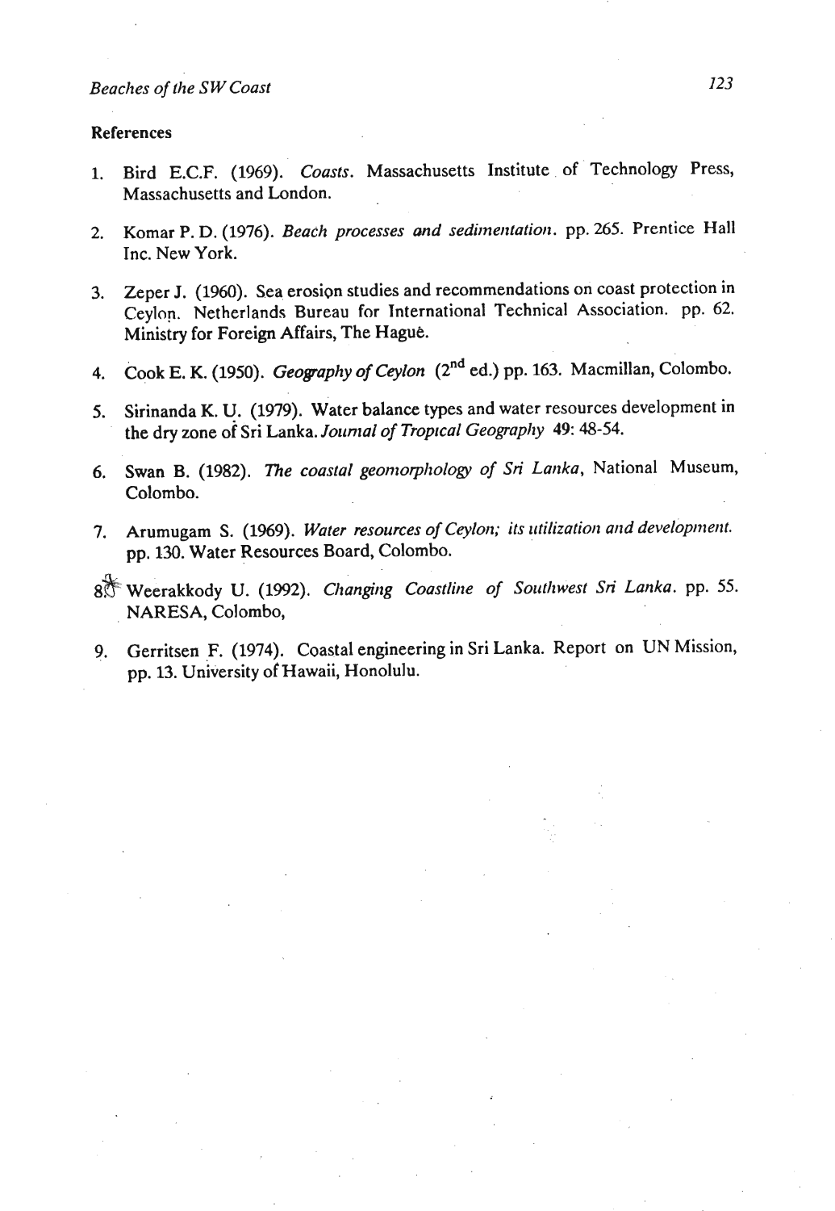### References

1. Bird E.C.F. (1969). *Coasts*. Massachusetts Institute of Technology Press, Massachusetts and London.

2. Komar P. D. (1976). *Beach processes and sedimentation*. pp. 265. Prentice Hall Inc. New York.

3. Zeper J. (1960). Sea erosion studies and recommendations on coast protection in Ceylon. Netherlands Bureau for International Technical Association. pp. 62. Ministry for Foreign Affairs, The Hague.

4. Cook E. K. (1950). *Geography of Ceylon* (2nd ed.) pp. 163. Macmillan, Colombo.

5. Sirinanda K. U. (1979). Water balance types and water resources development in the dry zone of Sri Lanka. *Journal of Tropical Geography* **49**: 48-54.

6. Swan B. (1982). *The coastal geomorphology of Sri Lanka*, National Museum, Colombo.

7. Arumugam S. (1969). *Water resources of Ceylon; its utilization and development*. pp. 130. Water Resources Board, Colombo.

8. Weerakkody U. (1992). *Changing Coastline of Southwest Sri Lanka*. pp. 55. NARESA, Colombo,

9. Gerritsen F. (1974). Coastal engineering in Sri Lanka. Report on UN Mission, pp. 13. University of Hawaii, Honolulu.